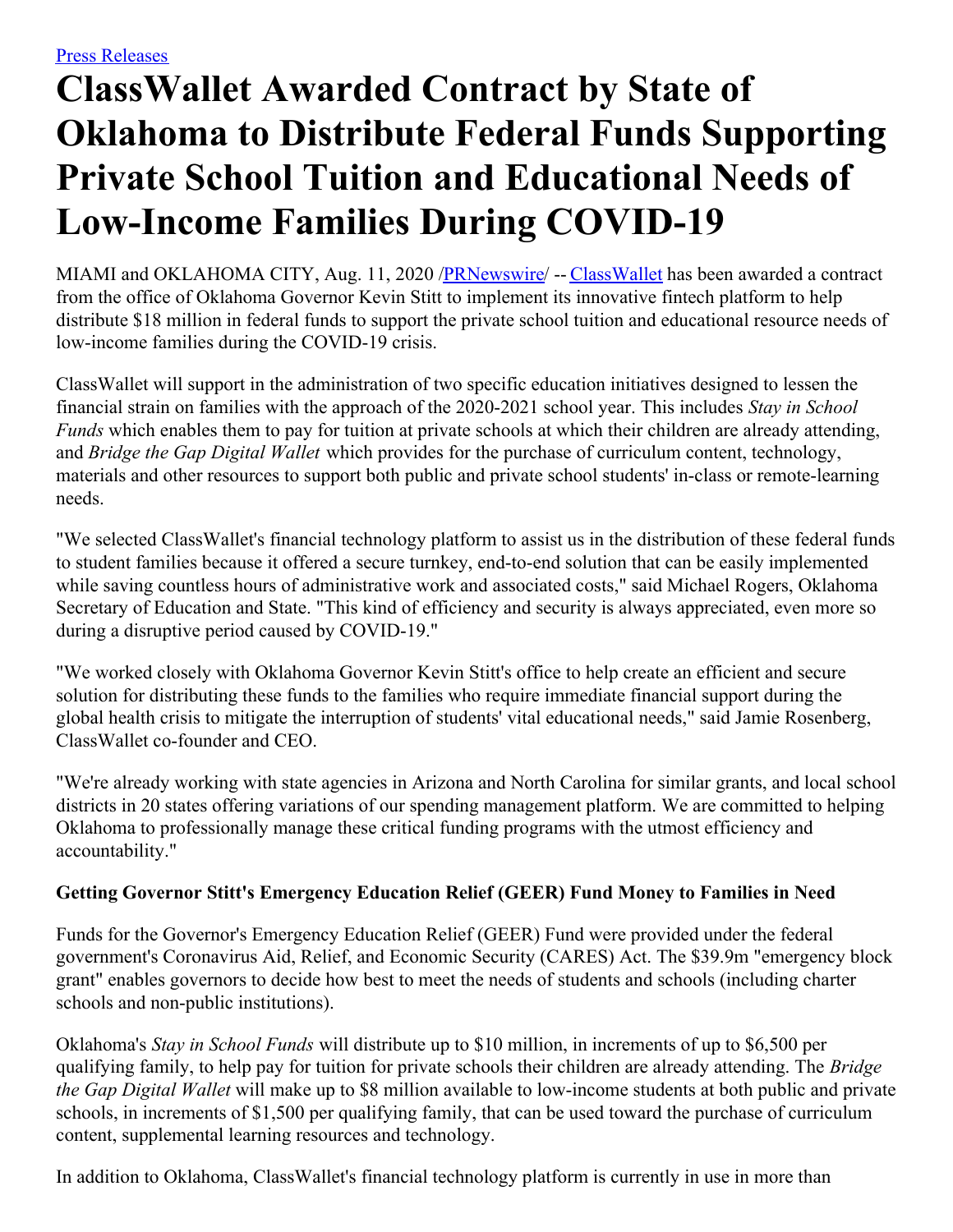[Press Releases](#)

# ClassWallet Awarded Contract by State of Oklahoma to Distribute Federal Funds Supporting Private School Tuition and Educational Needs of Low-Income Families During COVID-19

MIAMI and OKLAHOMA CITY, Aug. 11, 2020 /[PRNewswire](#)/ -- [ClassWallet](#) has been awarded a contract from the office of Oklahoma Governor Kevin Stitt to implement its innovative fintech platform to help distribute $18 million in federal funds to support the private school tuition and educational resource needs of low-income families during the COVID-19 crisis.

ClassWallet will support in the administration of two specific education initiatives designed to lessen the financial strain on families with the approach of the 2020-2021 school year. This includes *Stay in School Funds* which enables them to pay for tuition at private schools at which their children are already attending, and *Bridge the Gap Digital Wallet* which provides for the purchase of curriculum content, technology, materials and other resources to support both public and private school students' in-class or remote-learning needs.

"We selected ClassWallet's financial technology platform to assist us in the distribution of these federal funds to student families because it offered a secure turnkey, end-to-end solution that can be easily implemented while saving countless hours of administrative work and associated costs," said Michael Rogers, Oklahoma Secretary of Education and State. "This kind of efficiency and security is always appreciated, even more so during a disruptive period caused by COVID-19."

"We worked closely with Oklahoma Governor Kevin Stitt's office to help create an efficient and secure solution for distributing these funds to the families who require immediate financial support during the global health crisis to mitigate the interruption of students' vital educational needs," said Jamie Rosenberg, ClassWallet co-founder and CEO.

"We're already working with state agencies in Arizona and North Carolina for similar grants, and local school districts in 20 states offering variations of our spending management platform. We are committed to helping Oklahoma to professionally manage these critical funding programs with the utmost efficiency and accountability."

**Getting Governor Stitt's Emergency Education Relief (GEER) Fund Money to Families in Need**

Funds for the Governor's Emergency Education Relief (GEER) Fund were provided under the federal government's Coronavirus Aid, Relief, and Economic Security (CARES) Act. The $39.9m "emergency block grant" enables governors to decide how best to meet the needs of students and schools (including charter schools and non-public institutions).

Oklahoma's *Stay in School Funds* will distribute up to $10 million, in increments of up to $6,500 per qualifying family, to help pay for tuition for private schools their children are already attending. The *Bridge the Gap Digital Wallet* will make up to $8 million available to low-income students at both public and private schools, in increments of $1,500 per qualifying family, that can be used toward the purchase of curriculum content, supplemental learning resources and technology.

In addition to Oklahoma, ClassWallet's financial technology platform is currently in use in more than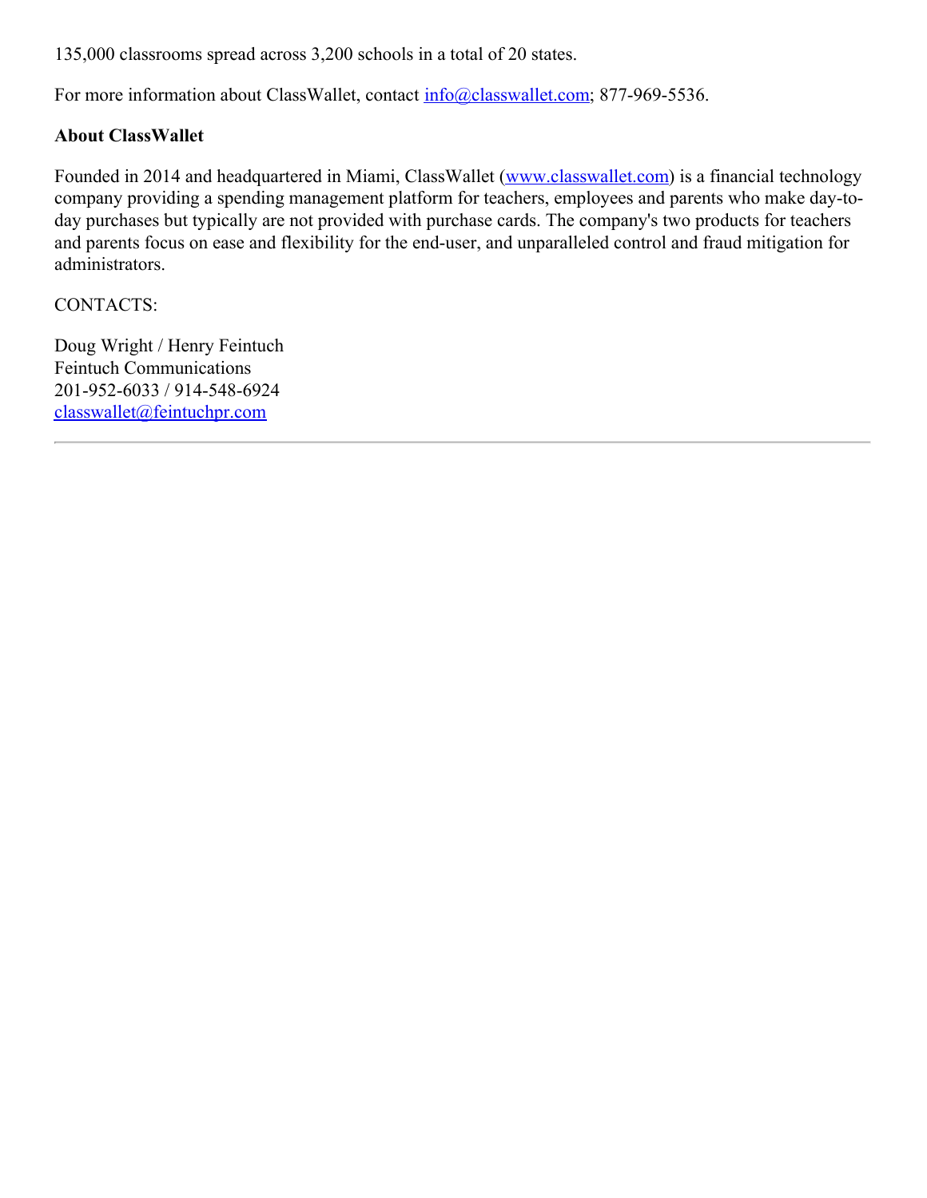135,000 classrooms spread across 3,200 schools in a total of 20 states.

For more information about ClassWallet, contact info@classwallet.com; 877-969-5536.

**About ClassWallet**

Founded in 2014 and headquartered in Miami, ClassWallet (www.classwallet.com) is a financial technology company providing a spending management platform for teachers, employees and parents who make day-to-day purchases but typically are not provided with purchase cards. The company's two products for teachers and parents focus on ease and flexibility for the end-user, and unparalleled control and fraud mitigation for administrators.

CONTACTS:

Doug Wright / Henry Feintuch
Feintuch Communications
201-952-6033 / 914-548-6924
classwallet@feintuchpr.com

---